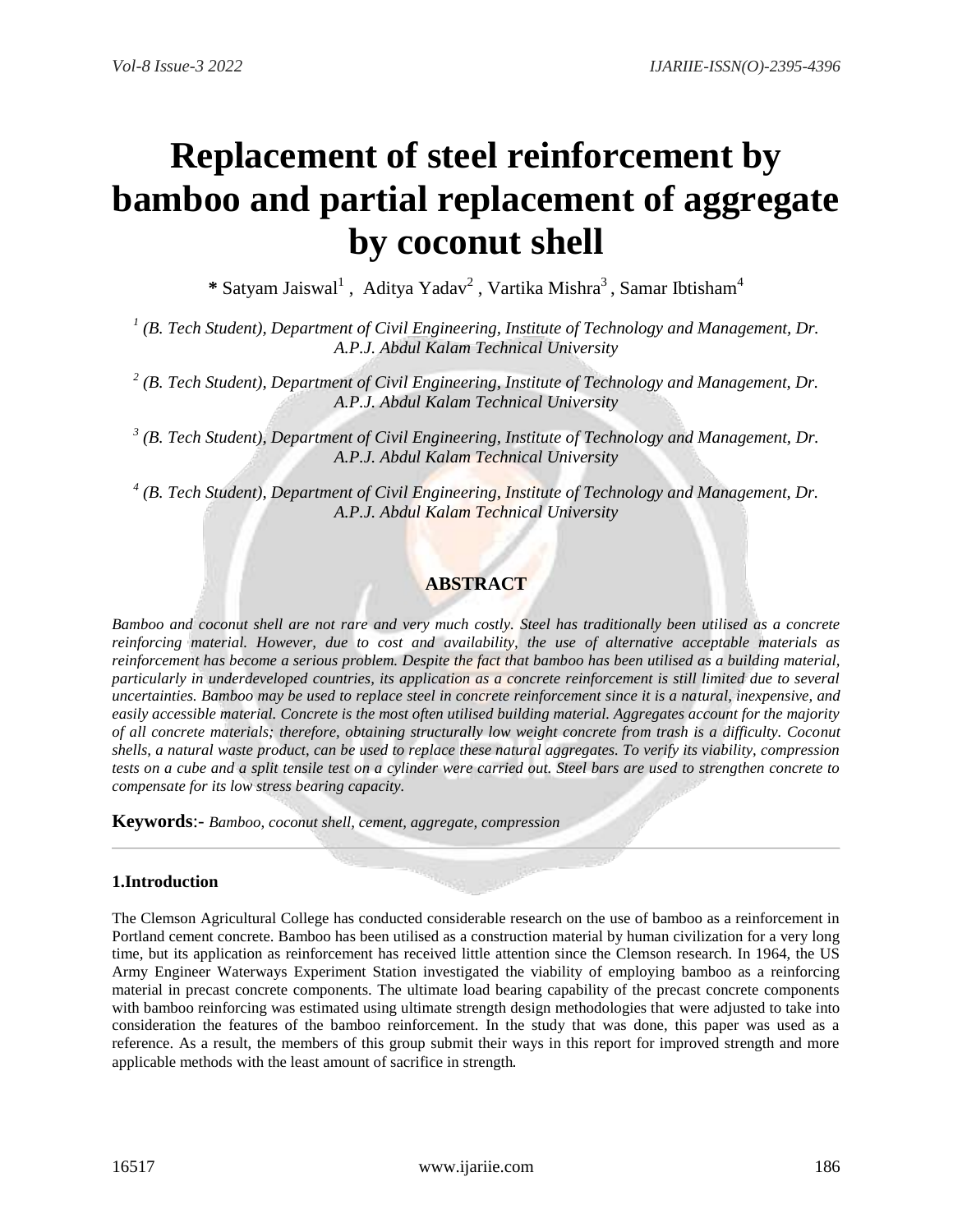# Replacement of steel reinforcement by bamboo and partial replacement of aggregate by coconut shell

* Satyam Jaiswal[1] , Aditya Yadav[2] , Vartika Mishra[3] , Samar Ibtisham[4]

*[1] (B. Tech Student), Department of Civil Engineering, Institute of Technology and Management, Dr. A.P.J. Abdul Kalam Technical University*

*[2] (B. Tech Student), Department of Civil Engineering, Institute of Technology and Management, Dr. A.P.J. Abdul Kalam Technical University*

*[3] (B. Tech Student), Department of Civil Engineering, Institute of Technology and Management, Dr. A.P.J. Abdul Kalam Technical University*

*[4] (B. Tech Student), Department of Civil Engineering, Institute of Technology and Management, Dr. A.P.J. Abdul Kalam Technical University*

## ABSTRACT

*Bamboo and coconut shell are not rare and very much costly. Steel has traditionally been utilised as a concrete reinforcing material. However, due to cost and availability, the use of alternative acceptable materials as reinforcement has become a serious problem. Despite the fact that bamboo has been utilised as a building material, particularly in underdeveloped countries, its application as a concrete reinforcement is still limited due to several uncertainties. Bamboo may be used to replace steel in concrete reinforcement since it is a natural, inexpensive, and easily accessible material. Concrete is the most often utilised building material. Aggregates account for the majority of all concrete materials; therefore, obtaining structurally low weight concrete from trash is a difficulty. Coconut shells, a natural waste product, can be used to replace these natural aggregates. To verify its viability, compression tests on a cube and a split tensile test on a cylinder were carried out. Steel bars are used to strengthen concrete to compensate for its low stress bearing capacity.*

**Keywords**:- *Bamboo, coconut shell, cement, aggregate, compression*

### 1.Introduction

The Clemson Agricultural College has conducted considerable research on the use of bamboo as a reinforcement in Portland cement concrete. Bamboo has been utilised as a construction material by human civilization for a very long time, but its application as reinforcement has received little attention since the Clemson research. In 1964, the US Army Engineer Waterways Experiment Station investigated the viability of employing bamboo as a reinforcing material in precast concrete components. The ultimate load bearing capability of the precast concrete components with bamboo reinforcing was estimated using ultimate strength design methodologies that were adjusted to take into consideration the features of the bamboo reinforcement. In the study that was done, this paper was used as a reference. As a result, the members of this group submit their ways in this report for improved strength and more applicable methods with the least amount of sacrifice in strength.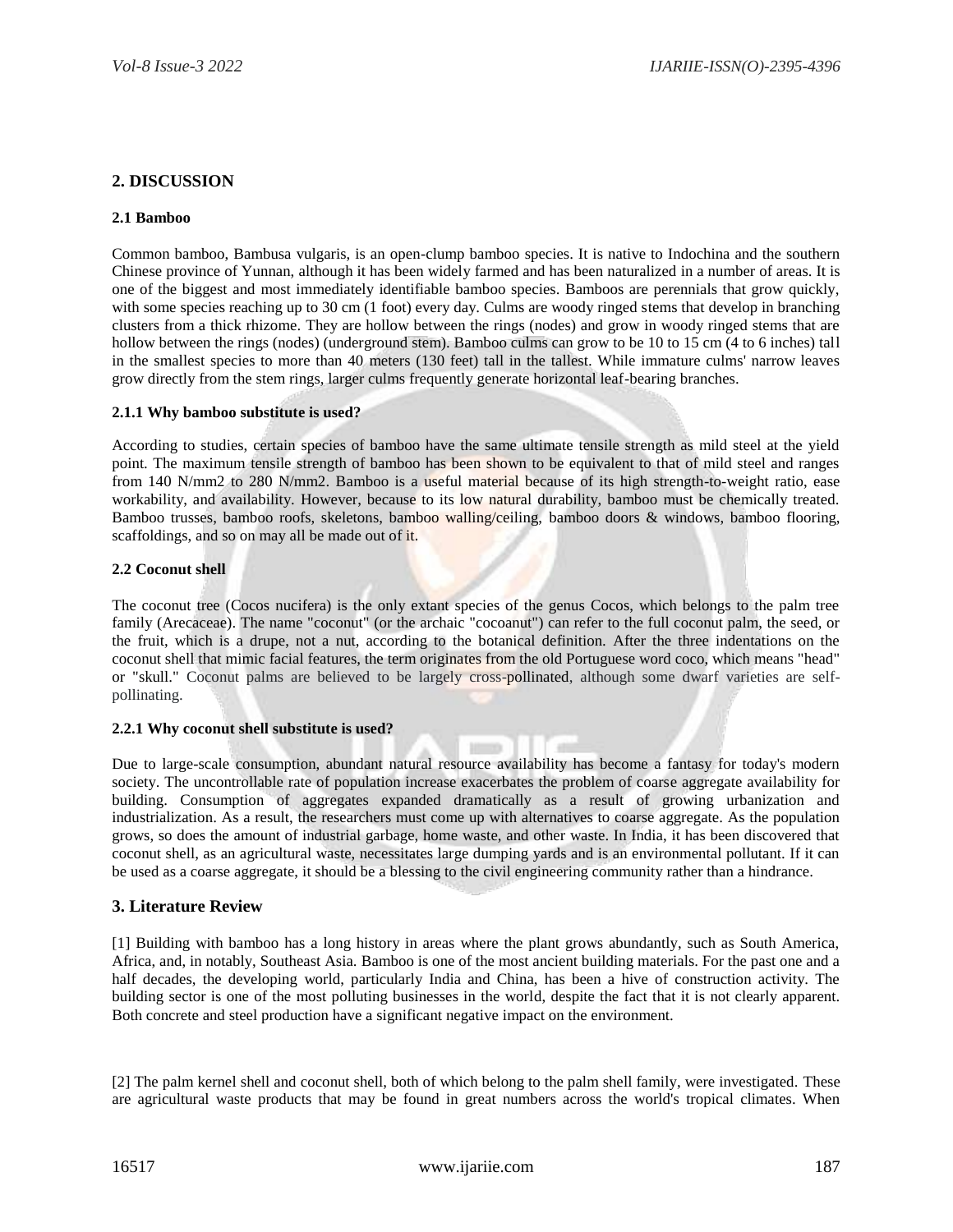## 2. DISCUSSION

### 2.1 Bamboo

Common bamboo, Bambusa vulgaris, is an open-clump bamboo species. It is native to Indochina and the southern Chinese province of Yunnan, although it has been widely farmed and has been naturalized in a number of areas. It is one of the biggest and most immediately identifiable bamboo species. Bamboos are perennials that grow quickly, with some species reaching up to 30 cm (1 foot) every day. Culms are woody ringed stems that develop in branching clusters from a thick rhizome. They are hollow between the rings (nodes) and grow in woody ringed stems that are hollow between the rings (nodes) (underground stem). Bamboo culms can grow to be 10 to 15 cm (4 to 6 inches) tall in the smallest species to more than 40 meters (130 feet) tall in the tallest. While immature culms' narrow leaves grow directly from the stem rings, larger culms frequently generate horizontal leaf-bearing branches.

#### 2.1.1 Why bamboo substitute is used?

According to studies, certain species of bamboo have the same ultimate tensile strength as mild steel at the yield point. The maximum tensile strength of bamboo has been shown to be equivalent to that of mild steel and ranges from 140 N/mm2 to 280 N/mm2. Bamboo is a useful material because of its high strength-to-weight ratio, ease workability, and availability. However, because to its low natural durability, bamboo must be chemically treated. Bamboo trusses, bamboo roofs, skeletons, bamboo walling/ceiling, bamboo doors & windows, bamboo flooring, scaffoldings, and so on may all be made out of it.

### 2.2 Coconut shell

The coconut tree (Cocos nucifera) is the only extant species of the genus Cocos, which belongs to the palm tree family (Arecaceae). The name "coconut" (or the archaic "cocoanut") can refer to the full coconut palm, the seed, or the fruit, which is a drupe, not a nut, according to the botanical definition. After the three indentations on the coconut shell that mimic facial features, the term originates from the old Portuguese word coco, which means "head" or "skull." Coconut palms are believed to be largely cross-pollinated, although some dwarf varieties are self-pollinating.

#### 2.2.1 Why coconut shell substitute is used?

Due to large-scale consumption, abundant natural resource availability has become a fantasy for today's modern society. The uncontrollable rate of population increase exacerbates the problem of coarse aggregate availability for building. Consumption of aggregates expanded dramatically as a result of growing urbanization and industrialization. As a result, the researchers must come up with alternatives to coarse aggregate. As the population grows, so does the amount of industrial garbage, home waste, and other waste. In India, it has been discovered that coconut shell, as an agricultural waste, necessitates large dumping yards and is an environmental pollutant. If it can be used as a coarse aggregate, it should be a blessing to the civil engineering community rather than a hindrance.

## 3. Literature Review

[1] Building with bamboo has a long history in areas where the plant grows abundantly, such as South America, Africa, and, in notably, Southeast Asia. Bamboo is one of the most ancient building materials. For the past one and a half decades, the developing world, particularly India and China, has been a hive of construction activity. The building sector is one of the most polluting businesses in the world, despite the fact that it is not clearly apparent. Both concrete and steel production have a significant negative impact on the environment.

[2] The palm kernel shell and coconut shell, both of which belong to the palm shell family, were investigated. These are agricultural waste products that may be found in great numbers across the world's tropical climates. When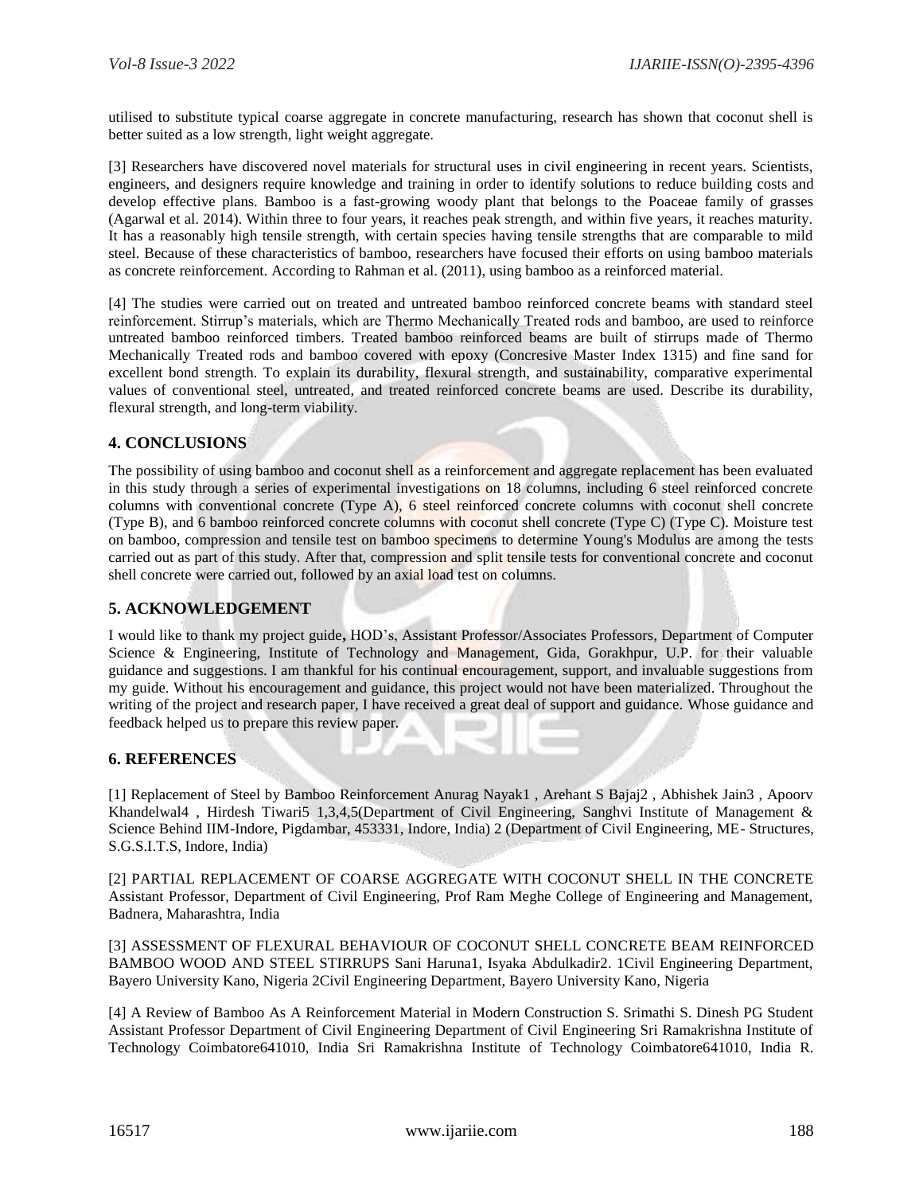utilised to substitute typical coarse aggregate in concrete manufacturing, research has shown that coconut shell is better suited as a low strength, light weight aggregate.

[3] Researchers have discovered novel materials for structural uses in civil engineering in recent years. Scientists, engineers, and designers require knowledge and training in order to identify solutions to reduce building costs and develop effective plans. Bamboo is a fast-growing woody plant that belongs to the Poaceae family of grasses (Agarwal et al. 2014). Within three to four years, it reaches peak strength, and within five years, it reaches maturity. It has a reasonably high tensile strength, with certain species having tensile strengths that are comparable to mild steel. Because of these characteristics of bamboo, researchers have focused their efforts on using bamboo materials as concrete reinforcement. According to Rahman et al. (2011), using bamboo as a reinforced material.

[4] The studies were carried out on treated and untreated bamboo reinforced concrete beams with standard steel reinforcement. Stirrup's materials, which are Thermo Mechanically Treated rods and bamboo, are used to reinforce untreated bamboo reinforced timbers. Treated bamboo reinforced beams are built of stirrups made of Thermo Mechanically Treated rods and bamboo covered with epoxy (Concresive Master Index 1315) and fine sand for excellent bond strength. To explain its durability, flexural strength, and sustainability, comparative experimental values of conventional steel, untreated, and treated reinforced concrete beams are used. Describe its durability, flexural strength, and long-term viability.

## 4. CONCLUSIONS

The possibility of using bamboo and coconut shell as a reinforcement and aggregate replacement has been evaluated in this study through a series of experimental investigations on 18 columns, including 6 steel reinforced concrete columns with conventional concrete (Type A), 6 steel reinforced concrete columns with coconut shell concrete (Type B), and 6 bamboo reinforced concrete columns with coconut shell concrete (Type C) (Type C). Moisture test on bamboo, compression and tensile test on bamboo specimens to determine Young's Modulus are among the tests carried out as part of this study. After that, compression and split tensile tests for conventional concrete and coconut shell concrete were carried out, followed by an axial load test on columns.

## 5. ACKNOWLEDGEMENT

I would like to thank my project guide**,** HOD's, Assistant Professor/Associates Professors, Department of Computer Science & Engineering, Institute of Technology and Management, Gida, Gorakhpur, U.P. for their valuable guidance and suggestions. I am thankful for his continual encouragement, support, and invaluable suggestions from my guide. Without his encouragement and guidance, this project would not have been materialized. Throughout the writing of the project and research paper, I have received a great deal of support and guidance. Whose guidance and feedback helped us to prepare this review paper.

## 6. REFERENCES

[1] Replacement of Steel by Bamboo Reinforcement Anurag Nayak1 , Arehant S Bajaj2 , Abhishek Jain3 , Apoorv Khandelwal4 , Hirdesh Tiwari5 1,3,4,5(Department of Civil Engineering, Sanghvi Institute of Management & Science Behind IIM-Indore, Pigdambar, 453331, Indore, India) 2 (Department of Civil Engineering, ME- Structures, S.G.S.I.T.S, Indore, India)

[2] PARTIAL REPLACEMENT OF COARSE AGGREGATE WITH COCONUT SHELL IN THE CONCRETE Assistant Professor, Department of Civil Engineering, Prof Ram Meghe College of Engineering and Management, Badnera, Maharashtra, India

[3] ASSESSMENT OF FLEXURAL BEHAVIOUR OF COCONUT SHELL CONCRETE BEAM REINFORCED BAMBOO WOOD AND STEEL STIRRUPS Sani Haruna1, Isyaka Abdulkadir2. 1Civil Engineering Department, Bayero University Kano, Nigeria 2Civil Engineering Department, Bayero University Kano, Nigeria

[4] A Review of Bamboo As A Reinforcement Material in Modern Construction S. Srimathi S. Dinesh PG Student Assistant Professor Department of Civil Engineering Department of Civil Engineering Sri Ramakrishna Institute of Technology Coimbatore641010, India Sri Ramakrishna Institute of Technology Coimbatore641010, India R.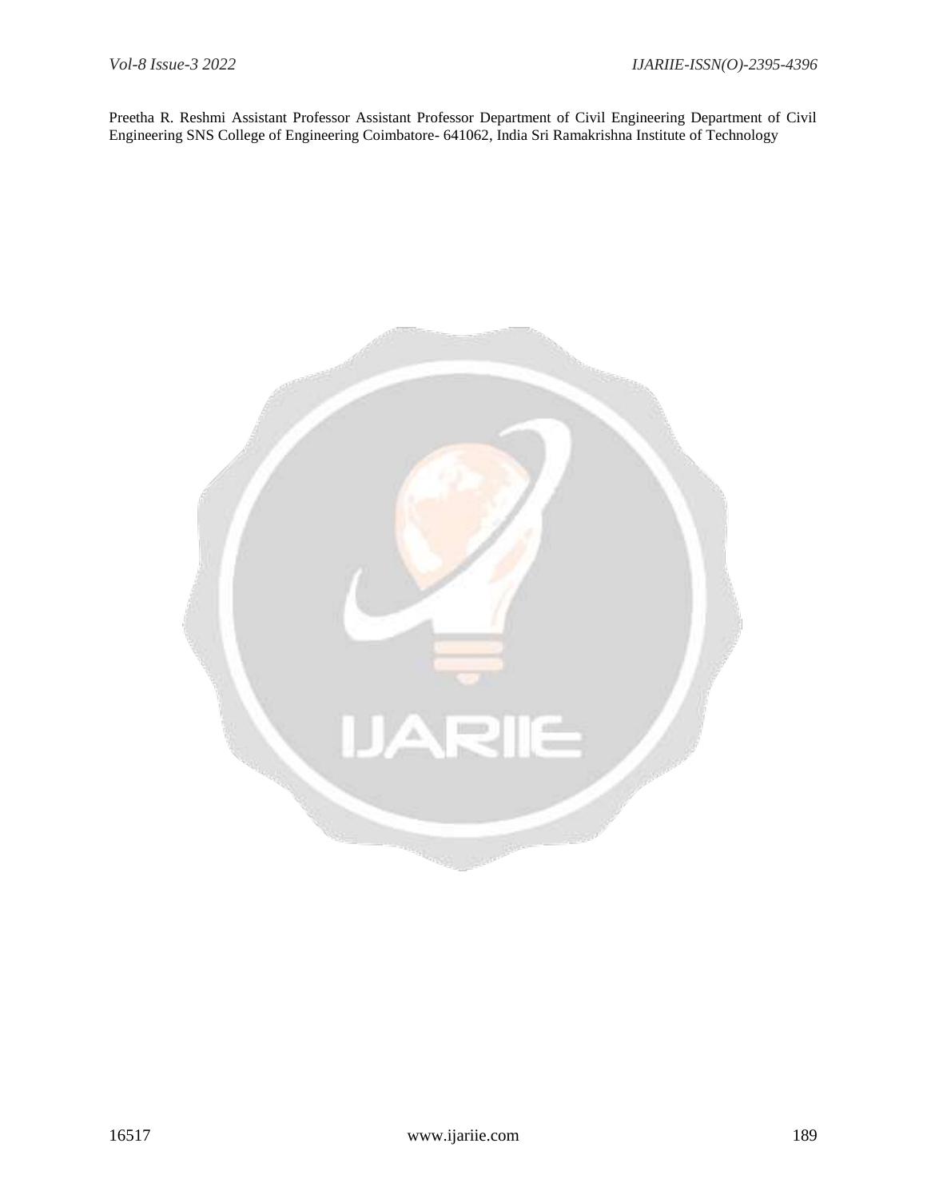Preetha R. Reshmi Assistant Professor Assistant Professor Department of Civil Engineering Department of Civil Engineering SNS College of Engineering Coimbatore- 641062, India Sri Ramakrishna Institute of Technology